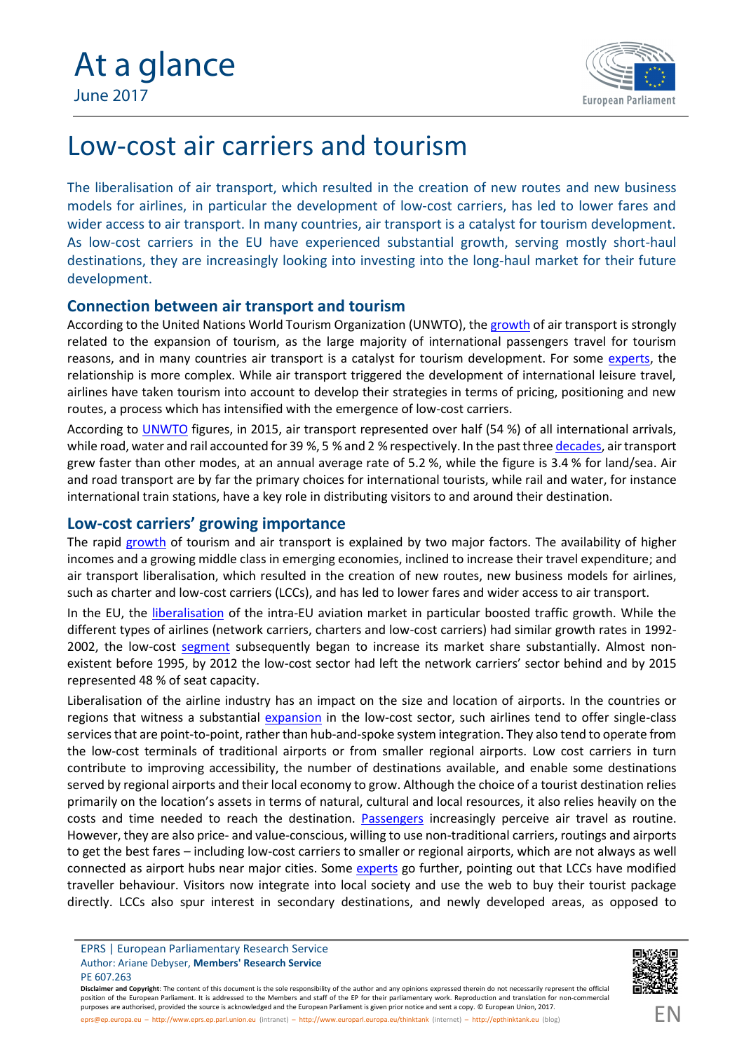At a glance

June 2017

# Low-cost air carriers and tourism

The liberalisation of air transport, which resulted in the creation of new routes and new business models for airlines, in particular the development of low-cost carriers, has led to lower fares and wider access to air transport. In many countries, air transport is a catalyst for tourism development. As low-cost carriers in the EU have experienced substantial growth, serving mostly short-haul destinations, they are increasingly looking into investing into the long-haul market for their future development.

## Connection between air transport and tourism

According to the United Nations World Tourism Organization (UNWTO), the growth of air transport is strongly related to the expansion of tourism, as the large majority of international passengers travel for tourism reasons, and in many countries air transport is a catalyst for tourism development. For some experts, the relationship is more complex. While air transport triggered the development of international leisure travel, airlines have taken tourism into account to develop their strategies in terms of pricing, positioning and new routes, a process which has intensified with the emergence of low-cost carriers.

According to UNWTO figures, in 2015, air transport represented over half (54 %) of all international arrivals, while road, water and rail accounted for 39 %, 5 % and 2 % respectively. In the past three decades, air transport grew faster than other modes, at an annual average rate of 5.2 %, while the figure is 3.4 % for land/sea. Air and road transport are by far the primary choices for international tourists, while rail and water, for instance international train stations, have a key role in distributing visitors to and around their destination.

## Low-cost carriers' growing importance

The rapid growth of tourism and air transport is explained by two major factors. The availability of higher incomes and a growing middle class in emerging economies, inclined to increase their travel expenditure; and air transport liberalisation, which resulted in the creation of new routes, new business models for airlines, such as charter and low-cost carriers (LCCs), and has led to lower fares and wider access to air transport.

In the EU, the liberalisation of the intra-EU aviation market in particular boosted traffic growth. While the different types of airlines (network carriers, charters and low-cost carriers) had similar growth rates in 1992-2002, the low-cost segment subsequently began to increase its market share substantially. Almost non-existent before 1995, by 2012 the low-cost sector had left the network carriers' sector behind and by 2015 represented 48 % of seat capacity.

Liberalisation of the airline industry has an impact on the size and location of airports. In the countries or regions that witness a substantial expansion in the low-cost sector, such airlines tend to offer single-class services that are point-to-point, rather than hub-and-spoke system integration. They also tend to operate from the low-cost terminals of traditional airports or from smaller regional airports. Low cost carriers in turn contribute to improving accessibility, the number of destinations available, and enable some destinations served by regional airports and their local economy to grow. Although the choice of a tourist destination relies primarily on the location's assets in terms of natural, cultural and local resources, it also relies heavily on the costs and time needed to reach the destination. Passengers increasingly perceive air travel as routine. However, they are also price- and value-conscious, willing to use non-traditional carriers, routings and airports to get the best fares – including low-cost carriers to smaller or regional airports, which are not always as well connected as airport hubs near major cities. Some experts go further, pointing out that LCCs have modified traveller behaviour. Visitors now integrate into local society and use the web to buy their tourist package directly. LCCs also spur interest in secondary destinations, and newly developed areas, as opposed to

EPRS | European Parliamentary Research Service
Author: Ariane Debyser, **Members' Research Service**
PE 607.263

**Disclaimer and Copyright**: The content of this document is the sole responsibility of the author and any opinions expressed therein do not necessarily represent the official position of the European Parliament. It is addressed to the Members and staff of the EP for their parliamentary work. Reproduction and translation for non-commercial purposes are authorised, provided the source is acknowledged and the European Parliament is given prior notice and sent a copy. © European Union, 2017.

eprs@ep.europa.eu – http://www.eprs.ep.parl.union.eu (intranet) – http://www.europarl.europa.eu/thinktank (internet) – http://epthinktank.eu (blog)

EN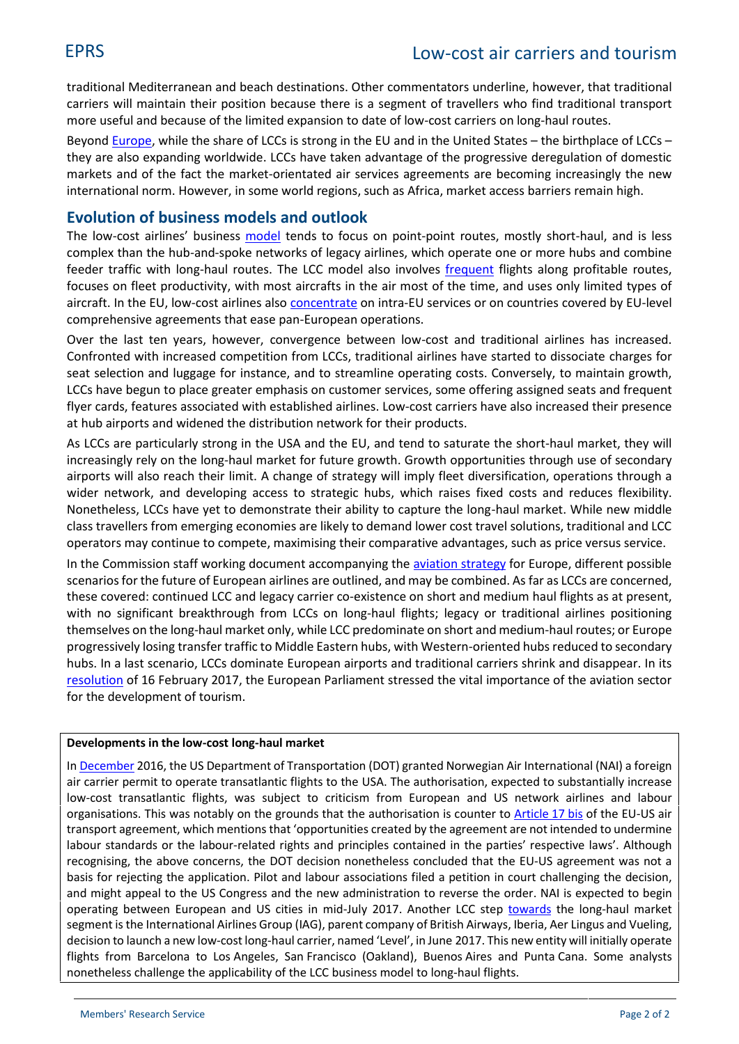traditional Mediterranean and beach destinations. Other commentators underline, however, that traditional carriers will maintain their position because there is a segment of travellers who find traditional transport more useful and because of the limited expansion to date of low-cost carriers on long-haul routes.

Beyond Europe, while the share of LCCs is strong in the EU and in the United States – the birthplace of LCCs – they are also expanding worldwide. LCCs have taken advantage of the progressive deregulation of domestic markets and of the fact the market-orientated air services agreements are becoming increasingly the new international norm. However, in some world regions, such as Africa, market access barriers remain high.

## Evolution of business models and outlook

The low-cost airlines' business model tends to focus on point-point routes, mostly short-haul, and is less complex than the hub-and-spoke networks of legacy airlines, which operate one or more hubs and combine feeder traffic with long-haul routes. The LCC model also involves frequent flights along profitable routes, focuses on fleet productivity, with most aircrafts in the air most of the time, and uses only limited types of aircraft. In the EU, low-cost airlines also concentrate on intra-EU services or on countries covered by EU-level comprehensive agreements that ease pan-European operations.

Over the last ten years, however, convergence between low-cost and traditional airlines has increased. Confronted with increased competition from LCCs, traditional airlines have started to dissociate charges for seat selection and luggage for instance, and to streamline operating costs. Conversely, to maintain growth, LCCs have begun to place greater emphasis on customer services, some offering assigned seats and frequent flyer cards, features associated with established airlines. Low-cost carriers have also increased their presence at hub airports and widened the distribution network for their products.

As LCCs are particularly strong in the USA and the EU, and tend to saturate the short-haul market, they will increasingly rely on the long-haul market for future growth. Growth opportunities through use of secondary airports will also reach their limit. A change of strategy will imply fleet diversification, operations through a wider network, and developing access to strategic hubs, which raises fixed costs and reduces flexibility. Nonetheless, LCCs have yet to demonstrate their ability to capture the long-haul market. While new middle class travellers from emerging economies are likely to demand lower cost travel solutions, traditional and LCC operators may continue to compete, maximising their comparative advantages, such as price versus service.

In the Commission staff working document accompanying the aviation strategy for Europe, different possible scenarios for the future of European airlines are outlined, and may be combined. As far as LCCs are concerned, these covered: continued LCC and legacy carrier co-existence on short and medium haul flights as at present, with no significant breakthrough from LCCs on long-haul flights; legacy or traditional airlines positioning themselves on the long-haul market only, while LCC predominate on short and medium-haul routes; or Europe progressively losing transfer traffic to Middle Eastern hubs, with Western-oriented hubs reduced to secondary hubs. In a last scenario, LCCs dominate European airports and traditional carriers shrink and disappear. In its resolution of 16 February 2017, the European Parliament stressed the vital importance of the aviation sector for the development of tourism.

**Developments in the low-cost long-haul market**

In December 2016, the US Department of Transportation (DOT) granted Norwegian Air International (NAI) a foreign air carrier permit to operate transatlantic flights to the USA. The authorisation, expected to substantially increase low-cost transatlantic flights, was subject to criticism from European and US network airlines and labour organisations. This was notably on the grounds that the authorisation is counter to Article 17 bis of the EU-US air transport agreement, which mentions that 'opportunities created by the agreement are not intended to undermine labour standards or the labour-related rights and principles contained in the parties' respective laws'. Although recognising, the above concerns, the DOT decision nonetheless concluded that the EU-US agreement was not a basis for rejecting the application. Pilot and labour associations filed a petition in court challenging the decision, and might appeal to the US Congress and the new administration to reverse the order. NAI is expected to begin operating between European and US cities in mid-July 2017. Another LCC step towards the long-haul market segment is the International Airlines Group (IAG), parent company of British Airways, Iberia, Aer Lingus and Vueling, decision to launch a new low-cost long-haul carrier, named 'Level', in June 2017. This new entity will initially operate flights from Barcelona to Los Angeles, San Francisco (Oakland), Buenos Aires and Punta Cana. Some analysts nonetheless challenge the applicability of the LCC business model to long-haul flights.